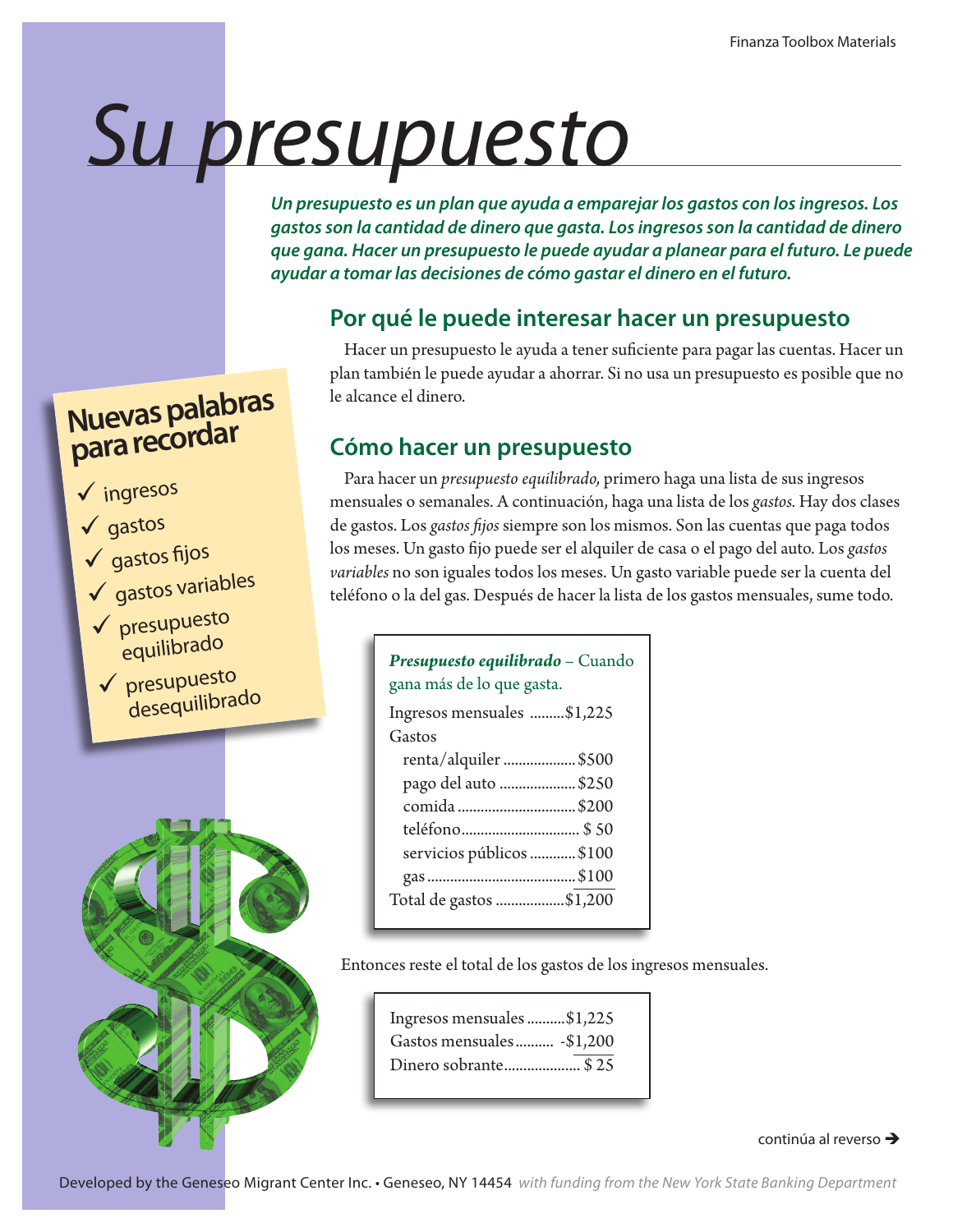# Su presupuesto

***Un presupuesto es un plan que ayuda a emparejar los gastos con los ingresos. Los gastos son la cantidad de dinero que gasta. Los ingresos son la cantidad de dinero que gana. Hacer un presupuesto le puede ayudar a planear para el futuro. Le puede ayudar a tomar las decisiones de cómo gastar el dinero en el futuro.***

## Nuevas palabras para recordar

- ✓ ingresos
- ✓ gastos
- ✓ gastos fijos
- ✓ gastos variables
- ✓ presupuesto equilibrado
- ✓ presupuesto desequilibrado

## Por qué le puede interesar hacer un presupuesto

Hacer un presupuesto le ayuda a tener suficiente para pagar las cuentas. Hacer un plan también le puede ayudar a ahorrar. Si no usa un presupuesto es posible que no le alcance el dinero.

## Cómo hacer un presupuesto

Para hacer un *presupuesto equilibrado,* primero haga una lista de sus ingresos mensuales o semanales. A continuación, haga una lista de los *gastos.* Hay dos clases de gastos. Los *gastos fijos* siempre son los mismos. Son las cuentas que paga todos los meses. Un gasto fijo puede ser el alquiler de casa o el pago del auto. Los *gastos variables* no son iguales todos los meses. Un gasto variable puede ser la cuenta del teléfono o la del gas. Después de hacer la lista de los gastos mensuales, sume todo.

***Presupuesto equilibrado*** – Cuando gana más de lo que gasta.

| | |
|---|---|
| Ingresos mensuales | $1,225 |
| Gastos | |
| renta/alquiler | $500 |
| pago del auto | $250 |
| comida | $200 |
| teléfono | $ 50 |
| servicios públicos | $100 |
| gas | $100 |
| Total de gastos | $1,200 |

Entonces reste el total de los gastos de los ingresos mensuales.

| | |
|---|---|
| Ingresos mensuales | $1,225 |
| Gastos mensuales | -$1,200 |
| Dinero sobrante | $ 25 |

continúa al reverso ➔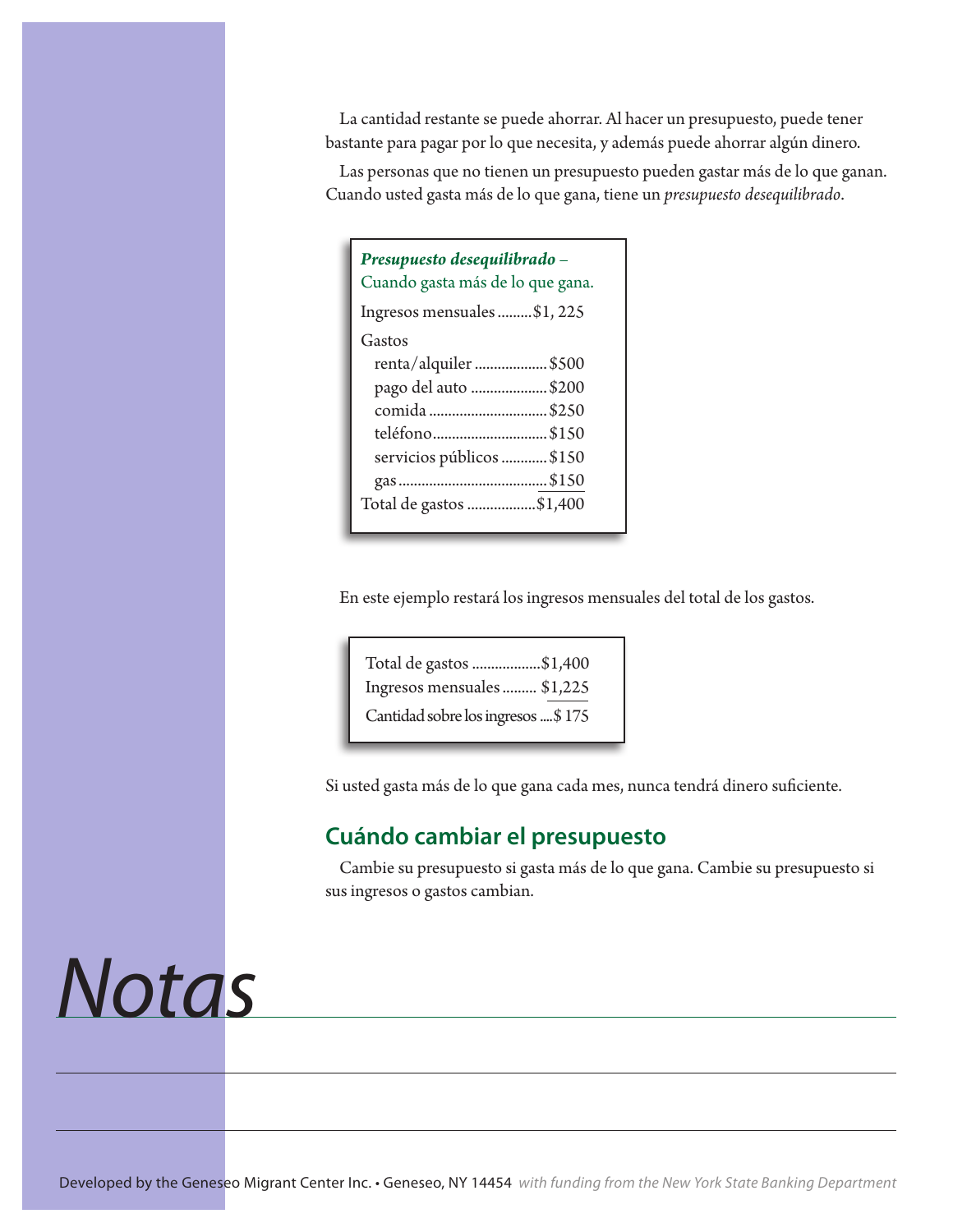La cantidad restante se puede ahorrar. Al hacer un presupuesto, puede tener bastante para pagar por lo que necesita, y además puede ahorrar algún dinero.

Las personas que no tienen un presupuesto pueden gastar más de lo que ganan. Cuando usted gasta más de lo que gana, tiene un *presupuesto desequilibrado*.

***Presupuesto desequilibrado*** – Cuando gasta más de lo que gana.

| | |
|---|---|
| Ingresos mensuales | $1, 225 |
| Gastos | |
| renta/alquiler | $500 |
| pago del auto | $200 |
| comida | $250 |
| teléfono | $150 |
| servicios públicos | $150 |
| gas | $150 |
| Total de gastos | $1,400 |

En este ejemplo restará los ingresos mensuales del total de los gastos.

| | |
|---|---|
| Total de gastos | $1,400 |
| Ingresos mensuales | $1,225 |
| Cantidad sobre los ingresos | $ 175 |

Si usted gasta más de lo que gana cada mes, nunca tendrá dinero suficiente.

## Cuándo cambiar el presupuesto

Cambie su presupuesto si gasta más de lo que gana. Cambie su presupuesto si sus ingresos o gastos cambian.

# Notas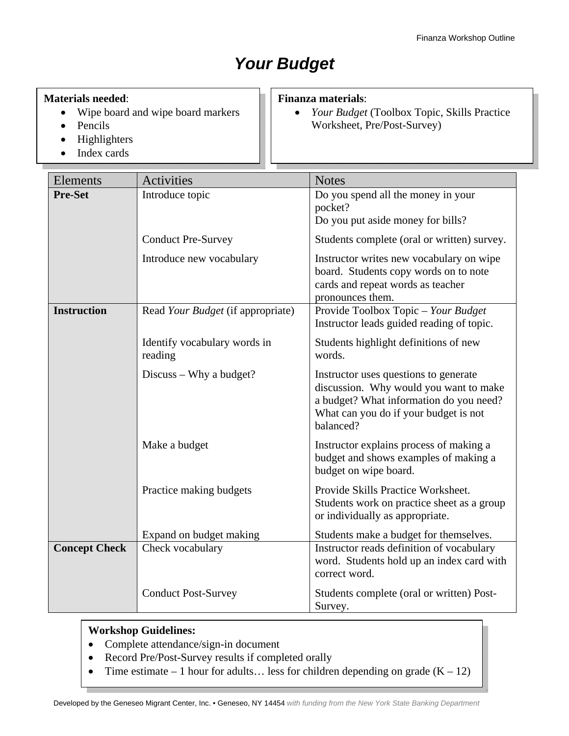# *Your Budget*

**Materials needed**:

- Wipe board and wipe board markers
- Pencils
- Highlighters
- Index cards

**Finanza materials**:

- *Your Budget* (Toolbox Topic, Skills Practice Worksheet, Pre/Post-Survey)

| Elements | Activities | Notes |
|---|---|---|
| **Pre-Set** | Introduce topic | Do you spend all the money in your pocket? Do you put aside money for bills? |
| | Conduct Pre-Survey | Students complete (oral or written) survey. |
| | Introduce new vocabulary | Instructor writes new vocabulary on wipe board. Students copy words on to note cards and repeat words as teacher pronounces them. |
| **Instruction** | Read *Your Budget* (if appropriate) | Provide Toolbox Topic – *Your Budget* Instructor leads guided reading of topic. |
| | Identify vocabulary words in reading | Students highlight definitions of new words. |
| | Discuss – Why a budget? | Instructor uses questions to generate discussion. Why would you want to make a budget? What information do you need? What can you do if your budget is not balanced? |
| | Make a budget | Instructor explains process of making a budget and shows examples of making a budget on wipe board. |
| | Practice making budgets | Provide Skills Practice Worksheet. Students work on practice sheet as a group or individually as appropriate. |
| | Expand on budget making | Students make a budget for themselves. |
| **Concept Check** | Check vocabulary | Instructor reads definition of vocabulary word. Students hold up an index card with correct word. |
| | Conduct Post-Survey | Students complete (oral or written) Post-Survey. |

**Workshop Guidelines:**

- Complete attendance/sign-in document
- Record Pre/Post-Survey results if completed orally
- Time estimate – 1 hour for adults… less for children depending on grade (K – 12)

Developed by the Geneseo Migrant Center, Inc. • Geneseo, NY 14454 *with funding from the New York State Banking Department*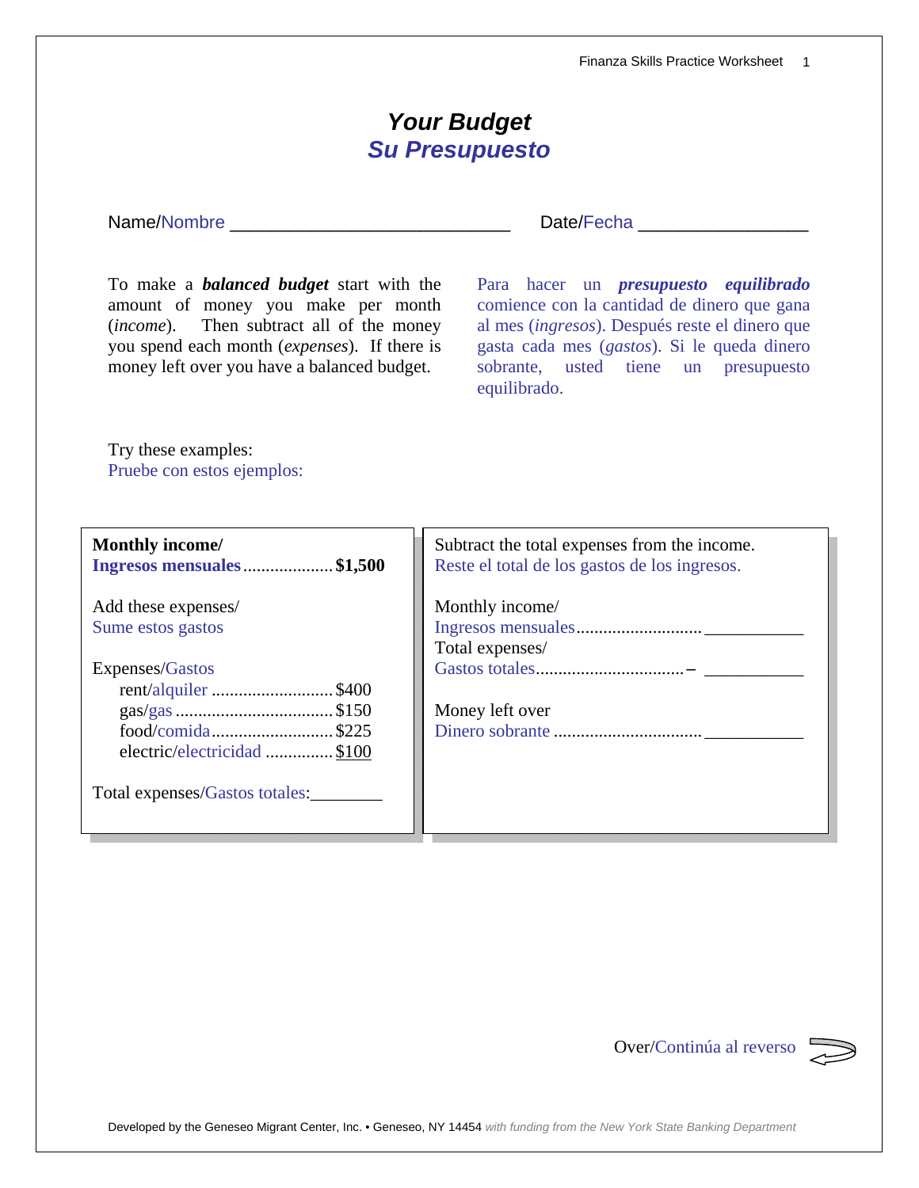# *Your Budget*
# *Su Presupuesto*

Name/Nombre ____________________________ Date/Fecha _________________

To make a ***balanced budget*** start with the amount of money you make per month (*income*). Then subtract all of the money you spend each month (*expenses*). If there is money left over you have a balanced budget.

Para hacer un ***presupuesto equilibrado*** comience con la cantidad de dinero que gana al mes (*ingresos*). Después reste el dinero que gasta cada mes (*gastos*). Si le queda dinero sobrante, usted tiene un presupuesto equilibrado.

Try these examples:
Pruebe con estos ejemplos:

**Monthly income/**
**Ingresos mensuales.................... $1,500**

Add these expenses/
Sume estos gastos

Expenses/Gastos
- rent/alquiler ........................... $400
- gas/gas .................................. $150
- food/comida........................... $225
- electric/electricidad .............. $100

Total expenses/Gastos totales:________

Subtract the total expenses from the income.
Reste el total de los gastos de los ingresos.

Monthly income/
Ingresos mensuales........................... ___________

Total expenses/
Gastos totales................................ – ___________

Money left over
Dinero sobrante ................................ ___________

Over/Continúa al reverso

Developed by the Geneseo Migrant Center, Inc. • Geneseo, NY 14454 *with funding from the New York State Banking Department*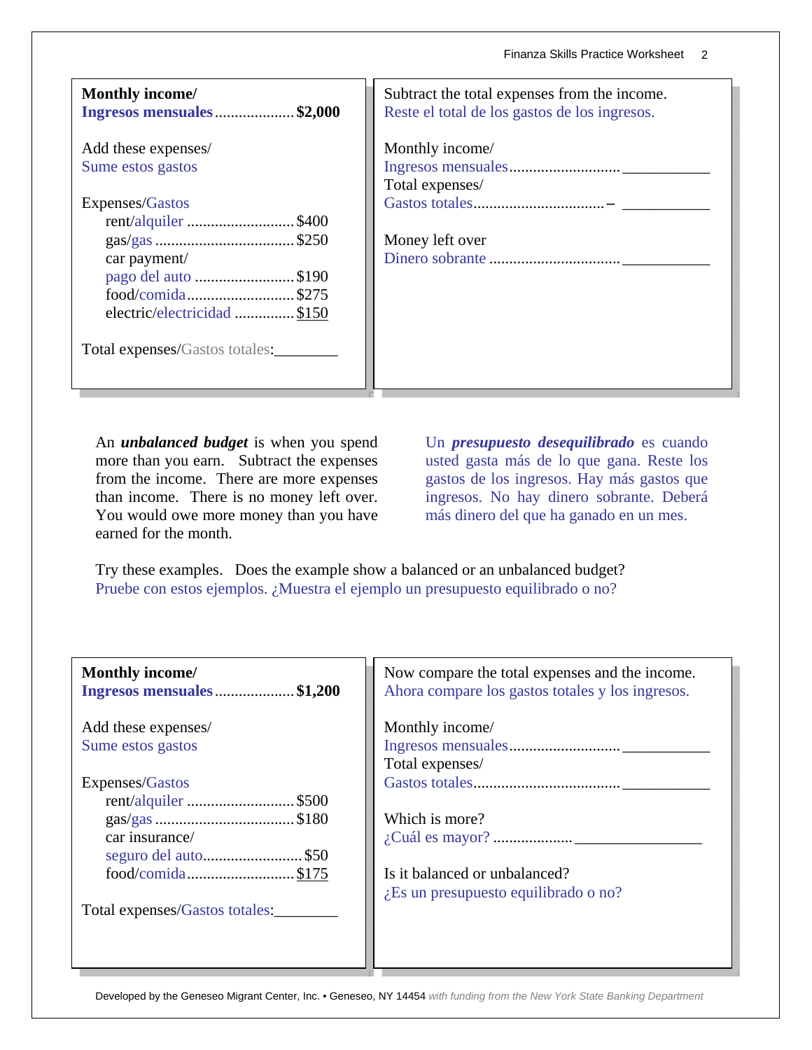**Monthly income/**
**Ingresos mensuales .................... $2,000**

Add these expenses/
Sume estos gastos

Expenses/Gastos

- rent/alquiler ........................... $400
- gas/gas ................................... $250
- car payment/
  pago del auto ......................... $190
- food/comida........................... $275
- electric/electricidad ............... $150

Total expenses/Gastos totales:________

Subtract the total expenses from the income.
Reste el total de los gastos de los ingresos.

Monthly income/
Ingresos mensuales............................ ___________

Total expenses/
Gastos totales................................. – ___________

Money left over
Dinero sobrante ................................ ___________

An ***unbalanced budget*** is when you spend more than you earn. Subtract the expenses from the income. There are more expenses than income. There is no money left over. You would owe more money than you have earned for the month.

Un ***presupuesto desequilibrado*** es cuando usted gasta más de lo que gana. Reste los gastos de los ingresos. Hay más gastos que ingresos. No hay dinero sobrante. Deberá más dinero del que ha ganado en un mes.

Try these examples. Does the example show a balanced or an unbalanced budget?
Pruebe con estos ejemplos. ¿Muestra el ejemplo un presupuesto equilibrado o no?

**Monthly income/**
**Ingresos mensuales .................... $1,200**

Add these expenses/
Sume estos gastos

Expenses/Gastos

- rent/alquiler ........................... $500
- gas/gas ................................... $180
- car insurance/
  seguro del auto......................... $50
- food/comida........................... $175

Total expenses/Gastos totales:________

Now compare the total expenses and the income.
Ahora compare los gastos totales y los ingresos.

Monthly income/
Ingresos mensuales............................ ___________

Total expenses/
Gastos totales..................................... ___________

Which is more?
¿Cuál es mayor? .................... ________________

Is it balanced or unbalanced?
¿Es un presupuesto equilibrado o no?

Developed by the Geneseo Migrant Center, Inc. • Geneseo, NY 14454 *with funding from the New York State Banking Department*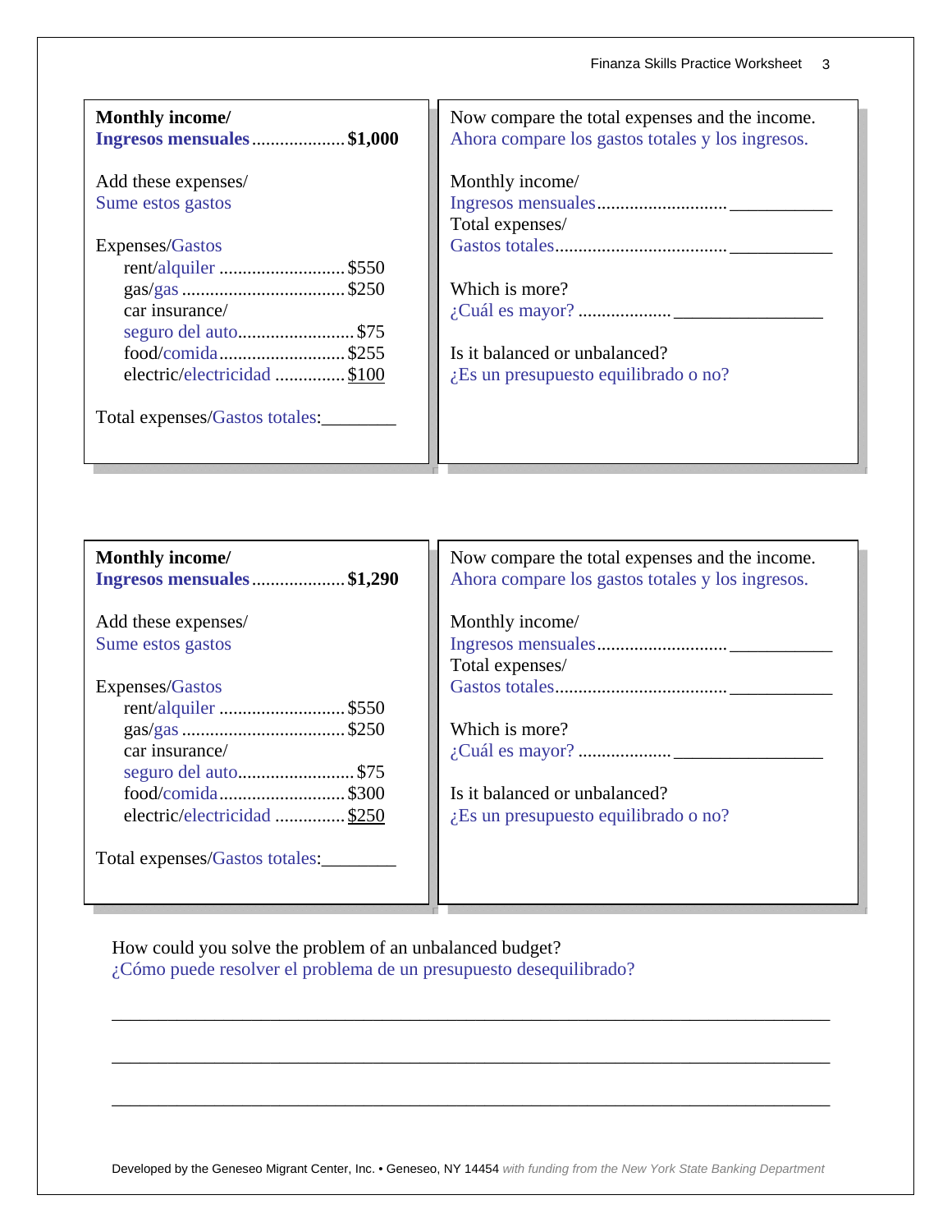**Monthly income/**
**Ingresos mensuales.................... $1,000**

Add these expenses/
Sume estos gastos

Expenses/Gastos

- rent/alquiler ........................... $550
- gas/gas .................................... $250
- car insurance/
  seguro del auto......................... $75
- food/comida........................... $255
- electric/electricidad ............... $100

Total expenses/Gastos totales:________

Now compare the total expenses and the income.
Ahora compare los gastos totales y los ingresos.

Monthly income/
Ingresos mensuales............................ ___________
Total expenses/
Gastos totales..................................... ___________

Which is more?
¿Cuál es mayor? ................... ________________

Is it balanced or unbalanced?
¿Es un presupuesto equilibrado o no?

**Monthly income/**
**Ingresos mensuales.................... $1,290**

Add these expenses/
Sume estos gastos

Expenses/Gastos

- rent/alquiler ........................... $550
- gas/gas .................................... $250
- car insurance/
  seguro del auto......................... $75
- food/comida........................... $300
- electric/electricidad ............... $250

Total expenses/Gastos totales:________

Now compare the total expenses and the income.
Ahora compare los gastos totales y los ingresos.

Monthly income/
Ingresos mensuales............................ ___________
Total expenses/
Gastos totales..................................... ___________

Which is more?
¿Cuál es mayor? ................... ________________

Is it balanced or unbalanced?
¿Es un presupuesto equilibrado o no?

How could you solve the problem of an unbalanced budget?
¿Cómo puede resolver el problema de un presupuesto desequilibrado?

______________________________________________________________________

______________________________________________________________________

______________________________________________________________________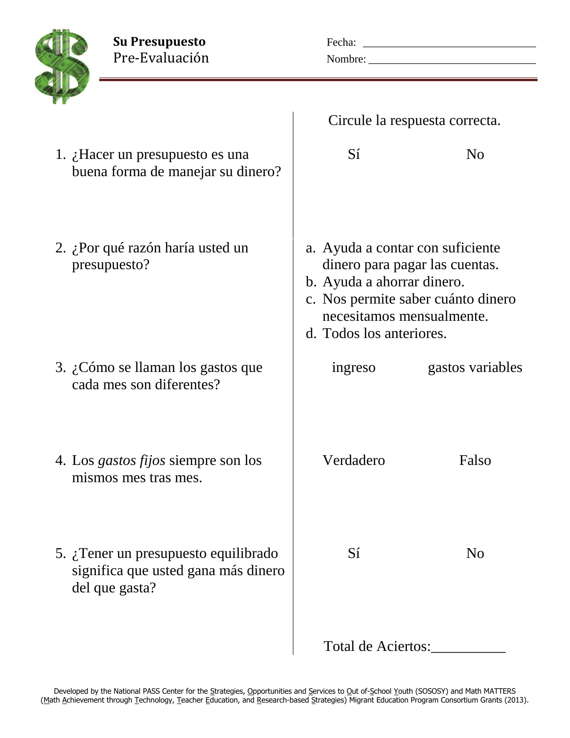**Su Presupuesto**
Pre-Evaluación

Fecha: ______________________________

Nombre: ______________________________

Circule la respuesta correcta.

1. ¿Hacer un presupuesto es una buena forma de manejar su dinero?

   Sí &nbsp;&nbsp;&nbsp;&nbsp; No

2. ¿Por qué razón haría usted un presupuesto?

   a. Ayuda a contar con suficiente dinero para pagar las cuentas.
   b. Ayuda a ahorrar dinero.
   c. Nos permite saber cuánto dinero necesitamos mensualmente.
   d. Todos los anteriores.

3. ¿Cómo se llaman los gastos que cada mes son diferentes?

   ingreso &nbsp;&nbsp;&nbsp;&nbsp; gastos variables

4. Los *gastos fijos* siempre son los mismos mes tras mes.

   Verdadero &nbsp;&nbsp;&nbsp;&nbsp; Falso

5. ¿Tener un presupuesto equilibrado significa que usted gana más dinero del que gasta?

   Sí &nbsp;&nbsp;&nbsp;&nbsp; No

Total de Aciertos:__________

Developed by the National PASS Center for the Strategies, Opportunities and Services to Out of-School Youth (SOSOSY) and Math MATTERS (Math Achievement through Technology, Teacher Education, and Research-based Strategies) Migrant Education Program Consortium Grants (2013).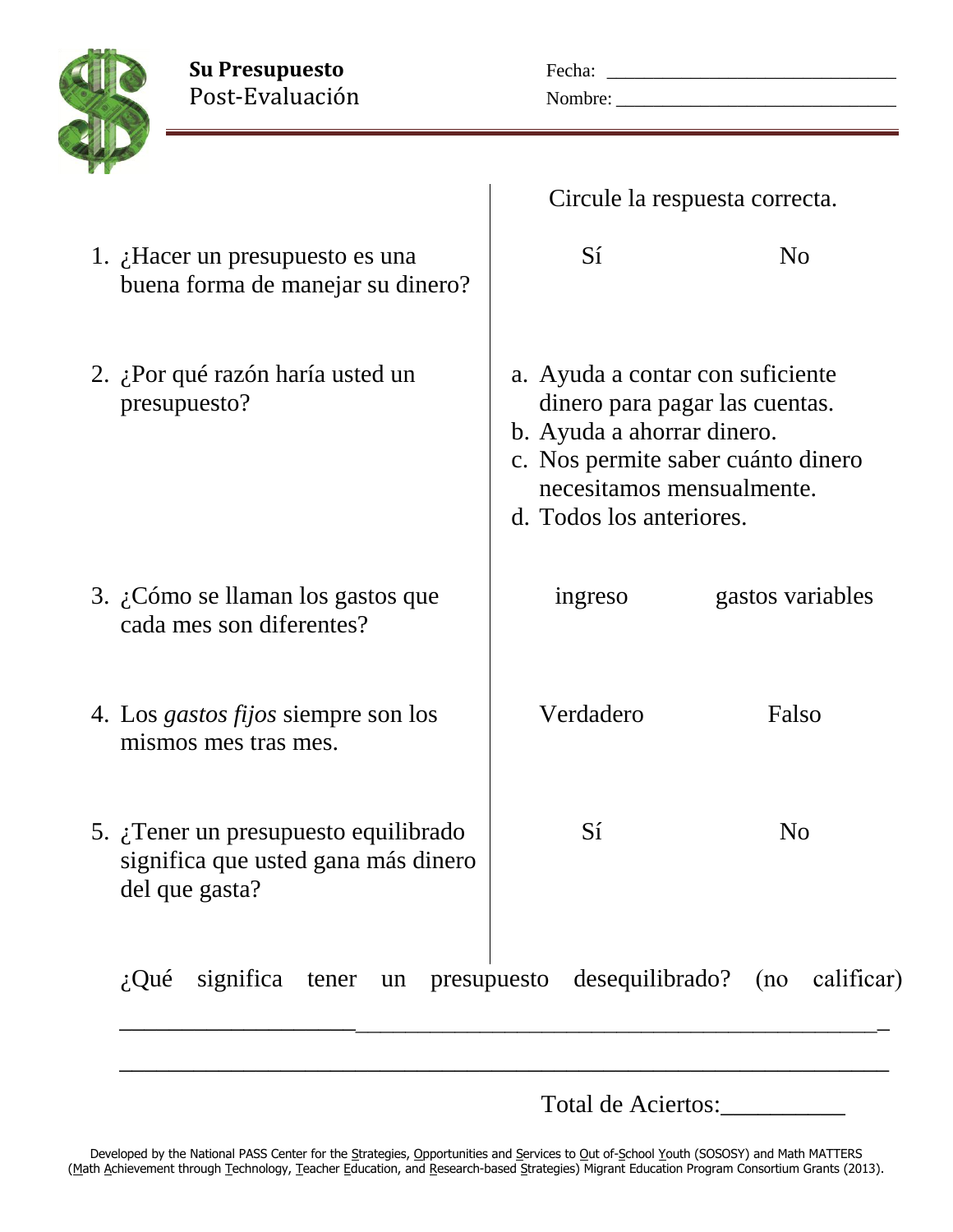**Su Presupuesto**
Post-Evaluación

Fecha: ______________________________

Nombre: ______________________________

Circule la respuesta correcta.

1. ¿Hacer un presupuesto es una buena forma de manejar su dinero?

   Sí    No

2. ¿Por qué razón haría usted un presupuesto?

   a. Ayuda a contar con suficiente dinero para pagar las cuentas.
   b. Ayuda a ahorrar dinero.
   c. Nos permite saber cuánto dinero necesitamos mensualmente.
   d. Todos los anteriores.

3. ¿Cómo se llaman los gastos que cada mes son diferentes?

   ingreso    gastos variables

4. Los *gastos fijos* siempre son los mismos mes tras mes.

   Verdadero    Falso

5. ¿Tener un presupuesto equilibrado significa que usted gana más dinero del que gasta?

   Sí    No

¿Qué significa tener un presupuesto desequilibrado? (no calificar)

______________________________________________________________________

______________________________________________________________________

Total de Aciertos:__________

Developed by the National PASS Center for the Strategies, Opportunities and Services to Out of-School Youth (SOSOSY) and Math MATTERS (Math Achievement through Technology, Teacher Education, and Research-based Strategies) Migrant Education Program Consortium Grants (2013).